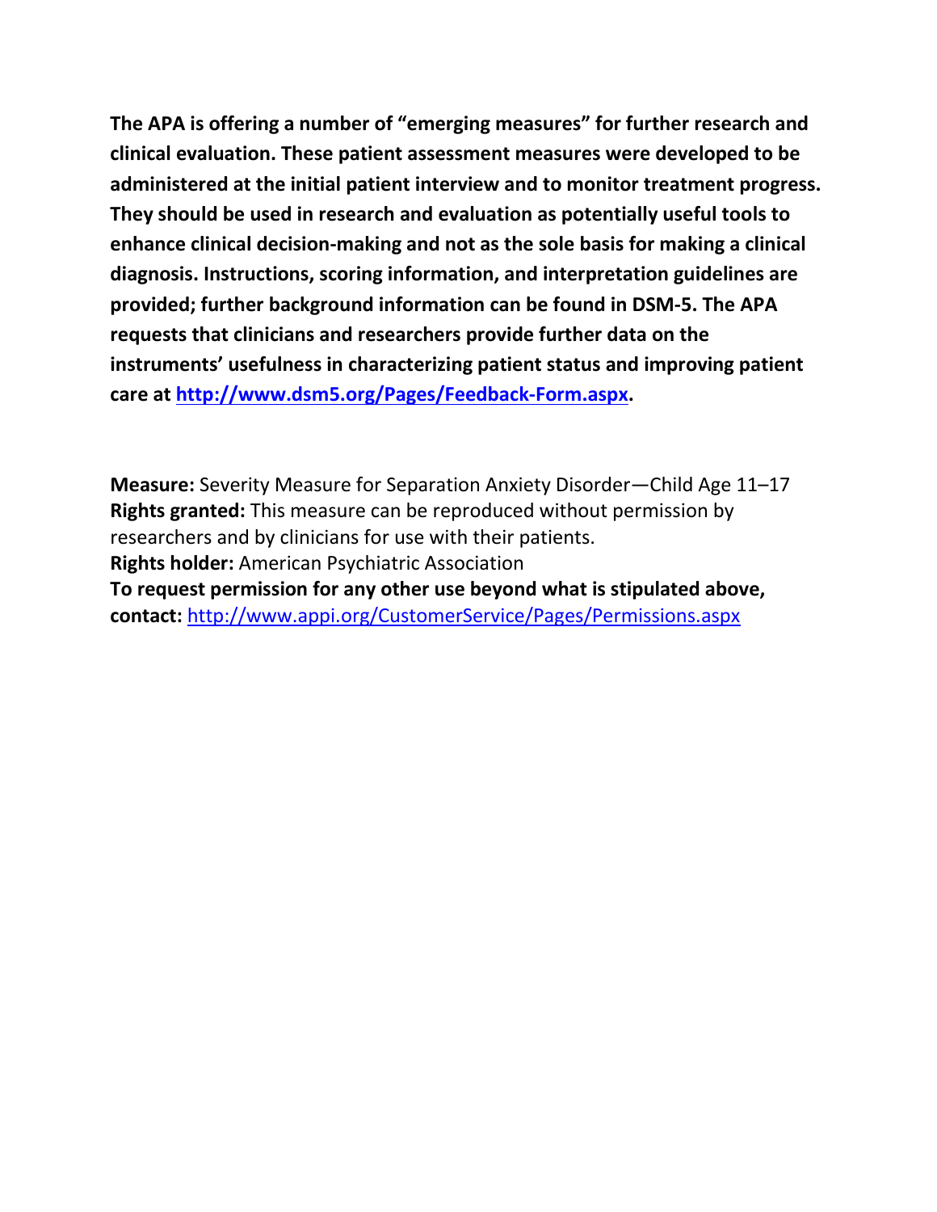**The APA is offering a number of "emerging measures" for further research and clinical evaluation. These patient assessment measures were developed to be administered at the initial patient interview and to monitor treatment progress. They should be used in research and evaluation as potentially useful tools to enhance clinical decision-making and not as the sole basis for making a clinical diagnosis. Instructions, scoring information, and interpretation guidelines are provided; further background information can be found in DSM-5. The APA requests that clinicians and researchers provide further data on the instruments' usefulness in characterizing patient status and improving patient care at [http://www.dsm5.org/Pages/Feedback-Form.aspx](http://www.dsm5.org/Pages/Feedback-Form.aspx).**

**Measure:** Severity Measure for Separation Anxiety Disorder—Child Age 11–17
**Rights granted:** This measure can be reproduced without permission by researchers and by clinicians for use with their patients.
**Rights holder:** American Psychiatric Association
**To request permission for any other use beyond what is stipulated above, contact:** [http://www.appi.org/CustomerService/Pages/Permissions.aspx](http://www.appi.org/CustomerService/Pages/Permissions.aspx)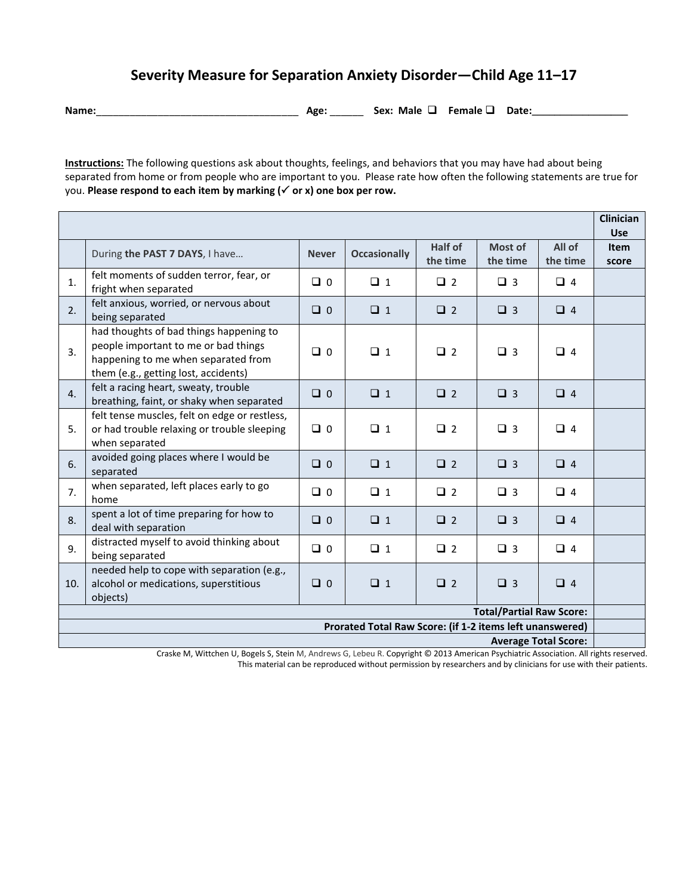# Severity Measure for Separation Anxiety Disorder—Child Age 11–17

**Name:**\_\_\_\_\_\_\_\_\_\_\_\_\_\_\_\_\_\_\_\_\_\_\_\_\_\_\_\_\_\_\_\_\_\_\_\_ **Age:** \_\_\_\_\_\_ **Sex:** Male ❑ Female ❑ **Date:**\_\_\_\_\_\_\_\_\_\_\_\_\_\_\_\_\_\_

<u>**Instructions:**</u> The following questions ask about thoughts, feelings, and behaviors that you may have had about being separated from home or from people who are important to you. Please rate how often the following statements are true for you. **Please respond to each item by marking (✓ or x) one box per row.**

| | | | | | | | Clinician Use |
|---|---|---|---|---|---|---|---|
| | During **the PAST 7 DAYS**, I have… | **Never** | **Occasionally** | **Half of the time** | **Most of the time** | **All of the time** | **Item score** |
| 1. | felt moments of sudden terror, fear, or fright when separated | ❑ 0 | ❑ 1 | ❑ 2 | ❑ 3 | ❑ 4 | |
| 2. | felt anxious, worried, or nervous about being separated | ❑ 0 | ❑ 1 | ❑ 2 | ❑ 3 | ❑ 4 | |
| 3. | had thoughts of bad things happening to people important to me or bad things happening to me when separated from them (e.g., getting lost, accidents) | ❑ 0 | ❑ 1 | ❑ 2 | ❑ 3 | ❑ 4 | |
| 4. | felt a racing heart, sweaty, trouble breathing, faint, or shaky when separated | ❑ 0 | ❑ 1 | ❑ 2 | ❑ 3 | ❑ 4 | |
| 5. | felt tense muscles, felt on edge or restless, or had trouble relaxing or trouble sleeping when separated | ❑ 0 | ❑ 1 | ❑ 2 | ❑ 3 | ❑ 4 | |
| 6. | avoided going places where I would be separated | ❑ 0 | ❑ 1 | ❑ 2 | ❑ 3 | ❑ 4 | |
| 7. | when separated, left places early to go home | ❑ 0 | ❑ 1 | ❑ 2 | ❑ 3 | ❑ 4 | |
| 8. | spent a lot of time preparing for how to deal with separation | ❑ 0 | ❑ 1 | ❑ 2 | ❑ 3 | ❑ 4 | |
| 9. | distracted myself to avoid thinking about being separated | ❑ 0 | ❑ 1 | ❑ 2 | ❑ 3 | ❑ 4 | |
| 10. | needed help to cope with separation (e.g., alcohol or medications, superstitious objects) | ❑ 0 | ❑ 1 | ❑ 2 | ❑ 3 | ❑ 4 | |
| | | | | | | **Total/Partial Raw Score:** | |
| | | | | | | **Prorated Total Raw Score: (if 1-2 items left unanswered)** | |
| | | | | | | **Average Total Score:** | |

Craske M, Wittchen U, Bogels S, Stein M, Andrews G, Lebeu R. Copyright © 2013 American Psychiatric Association. All rights reserved.
This material can be reproduced without permission by researchers and by clinicians for use with their patients.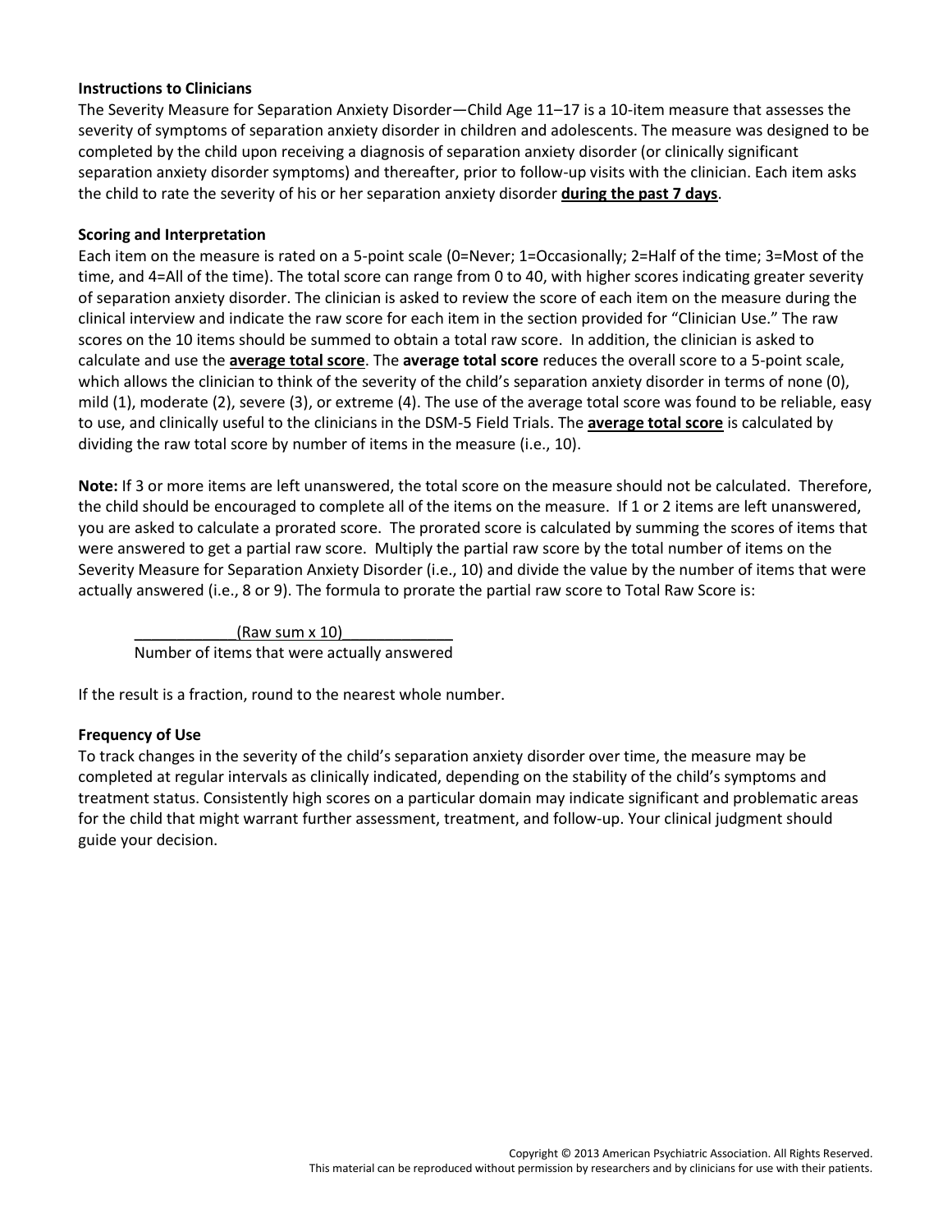**Instructions to Clinicians**

The Severity Measure for Separation Anxiety Disorder—Child Age 11–17 is a 10-item measure that assesses the severity of symptoms of separation anxiety disorder in children and adolescents. The measure was designed to be completed by the child upon receiving a diagnosis of separation anxiety disorder (or clinically significant separation anxiety disorder symptoms) and thereafter, prior to follow-up visits with the clinician. Each item asks the child to rate the severity of his or her separation anxiety disorder **during the past 7 days**.

**Scoring and Interpretation**

Each item on the measure is rated on a 5-point scale (0=Never; 1=Occasionally; 2=Half of the time; 3=Most of the time, and 4=All of the time). The total score can range from 0 to 40, with higher scores indicating greater severity of separation anxiety disorder. The clinician is asked to review the score of each item on the measure during the clinical interview and indicate the raw score for each item in the section provided for "Clinician Use." The raw scores on the 10 items should be summed to obtain a total raw score. In addition, the clinician is asked to calculate and use the **average total score**. The **average total score** reduces the overall score to a 5-point scale, which allows the clinician to think of the severity of the child's separation anxiety disorder in terms of none (0), mild (1), moderate (2), severe (3), or extreme (4). The use of the average total score was found to be reliable, easy to use, and clinically useful to the clinicians in the DSM-5 Field Trials. The **average total score** is calculated by dividing the raw total score by number of items in the measure (i.e., 10).

**Note:** If 3 or more items are left unanswered, the total score on the measure should not be calculated. Therefore, the child should be encouraged to complete all of the items on the measure. If 1 or 2 items are left unanswered, you are asked to calculate a prorated score. The prorated score is calculated by summing the scores of items that were answered to get a partial raw score. Multiply the partial raw score by the total number of items on the Severity Measure for Separation Anxiety Disorder (i.e., 10) and divide the value by the number of items that were actually answered (i.e., 8 or 9). The formula to prorate the partial raw score to Total Raw Score is:

$$\frac{\text{(Raw sum x 10)}}{\text{Number of items that were actually answered}}$$

If the result is a fraction, round to the nearest whole number.

**Frequency of Use**

To track changes in the severity of the child's separation anxiety disorder over time, the measure may be completed at regular intervals as clinically indicated, depending on the stability of the child's symptoms and treatment status. Consistently high scores on a particular domain may indicate significant and problematic areas for the child that might warrant further assessment, treatment, and follow-up. Your clinical judgment should guide your decision.

Copyright © 2013 American Psychiatric Association. All Rights Reserved.
This material can be reproduced without permission by researchers and by clinicians for use with their patients.